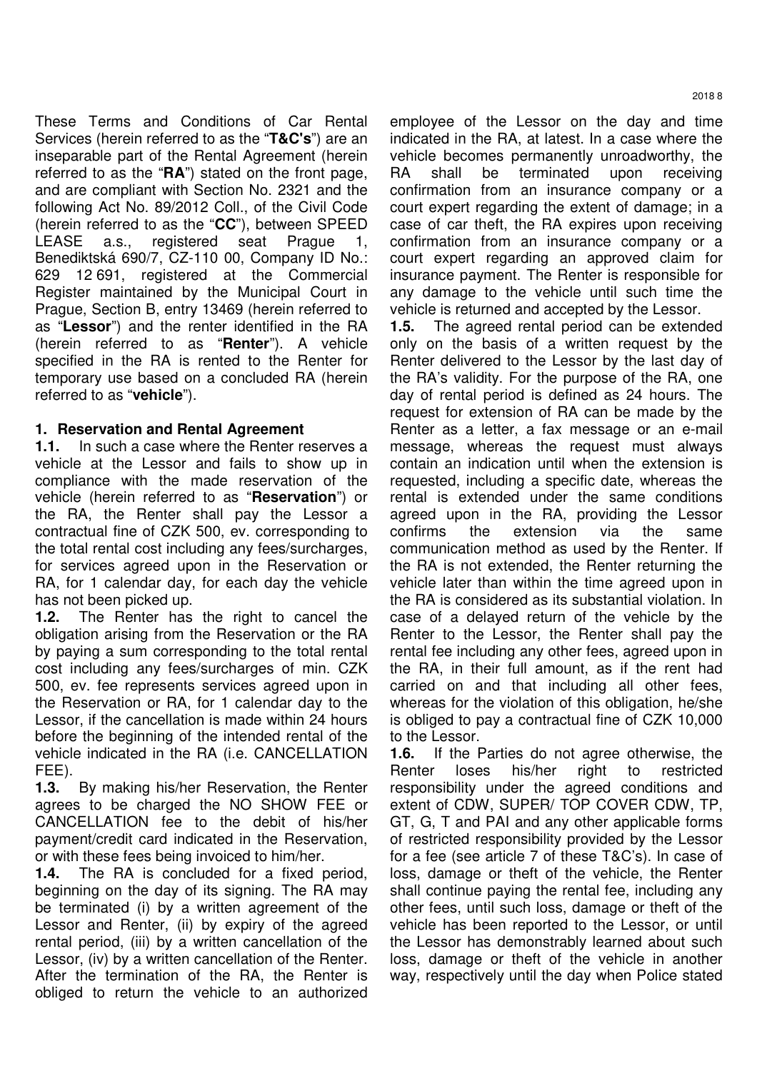These Terms and Conditions of Car Rental Services (herein referred to as the "**T&C's**") are an inseparable part of the Rental Agreement (herein referred to as the "**RA**") stated on the front page, and are compliant with Section No. 2321 and the following Act No. 89/2012 Coll., of the Civil Code (herein referred to as the "**CC**"), between SPEED LEASE a.s., registered seat Prague 1, Benediktská 690/7, CZ-110 00, Company ID No.: 629 12 691, registered at the Commercial Register maintained by the Municipal Court in Prague, Section B, entry 13469 (herein referred to as "**Lessor**") and the renter identified in the RA (herein referred to as "**Renter**"). A vehicle specified in the RA is rented to the Renter for temporary use based on a concluded RA (herein referred to as "**vehicle**").

## 1. Reservation and Rental Agreement

**1.1.** In such a case where the Renter reserves a vehicle at the Lessor and fails to show up in compliance with the made reservation of the vehicle (herein referred to as "**Reservation**") or the RA, the Renter shall pay the Lessor a contractual fine of CZK 500, ev. corresponding to the total rental cost including any fees/surcharges, for services agreed upon in the Reservation or RA, for 1 calendar day, for each day the vehicle has not been picked up.

**1.2.** The Renter has the right to cancel the obligation arising from the Reservation or the RA by paying a sum corresponding to the total rental cost including any fees/surcharges of min. CZK 500, ev. fee represents services agreed upon in the Reservation or RA, for 1 calendar day to the Lessor, if the cancellation is made within 24 hours before the beginning of the intended rental of the vehicle indicated in the RA (i.e. CANCELLATION FEE).

**1.3.** By making his/her Reservation, the Renter agrees to be charged the NO SHOW FEE or CANCELLATION fee to the debit of his/her payment/credit card indicated in the Reservation, or with these fees being invoiced to him/her.

**1.4.** The RA is concluded for a fixed period, beginning on the day of its signing. The RA may be terminated (i) by a written agreement of the Lessor and Renter, (ii) by expiry of the agreed rental period, (iii) by a written cancellation of the Lessor, (iv) by a written cancellation of the Renter. After the termination of the RA, the Renter is obliged to return the vehicle to an authorized employee of the Lessor on the day and time indicated in the RA, at latest. In a case where the vehicle becomes permanently unroadworthy, the RA shall be terminated upon receiving confirmation from an insurance company or a court expert regarding the extent of damage; in a case of car theft, the RA expires upon receiving confirmation from an insurance company or a court expert regarding an approved claim for insurance payment. The Renter is responsible for any damage to the vehicle until such time the vehicle is returned and accepted by the Lessor.

**1.5.** The agreed rental period can be extended only on the basis of a written request by the Renter delivered to the Lessor by the last day of the RA's validity. For the purpose of the RA, one day of rental period is defined as 24 hours. The request for extension of RA can be made by the Renter as a letter, a fax message or an e-mail message, whereas the request must always contain an indication until when the extension is requested, including a specific date, whereas the rental is extended under the same conditions agreed upon in the RA, providing the Lessor confirms the extension via the same communication method as used by the Renter. If the RA is not extended, the Renter returning the vehicle later than within the time agreed upon in the RA is considered as its substantial violation. In case of a delayed return of the vehicle by the Renter to the Lessor, the Renter shall pay the rental fee including any other fees, agreed upon in the RA, in their full amount, as if the rent had carried on and that including all other fees, whereas for the violation of this obligation, he/she is obliged to pay a contractual fine of CZK 10,000 to the Lessor.

**1.6.** If the Parties do not agree otherwise, the Renter loses his/her right to restricted responsibility under the agreed conditions and extent of CDW, SUPER/ TOP COVER CDW, TP, GT, G, T and PAI and any other applicable forms of restricted responsibility provided by the Lessor for a fee (see article 7 of these T&C's). In case of loss, damage or theft of the vehicle, the Renter shall continue paying the rental fee, including any other fees, until such loss, damage or theft of the vehicle has been reported to the Lessor, or until the Lessor has demonstrably learned about such loss, damage or theft of the vehicle in another way, respectively until the day when Police stated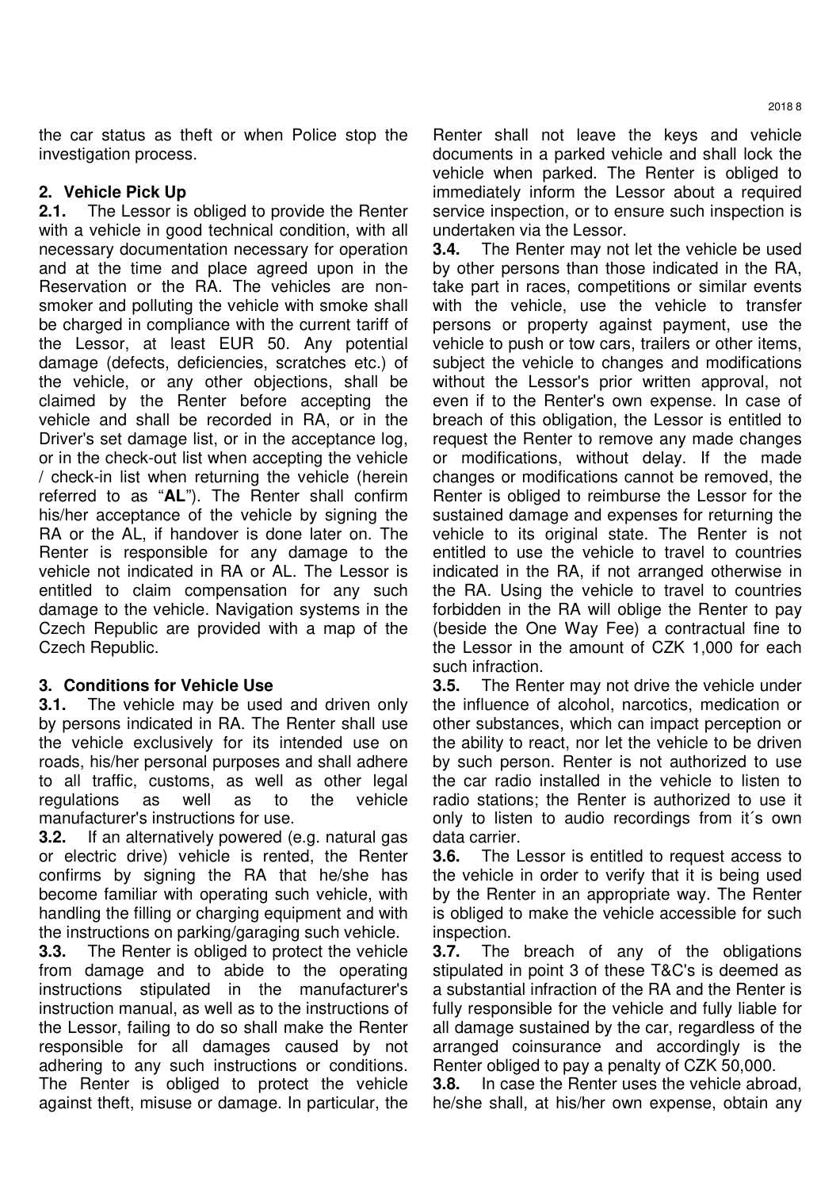the car status as theft or when Police stop the investigation process.

## 2. Vehicle Pick Up

**2.1.** The Lessor is obliged to provide the Renter with a vehicle in good technical condition, with all necessary documentation necessary for operation and at the time and place agreed upon in the Reservation or the RA. The vehicles are non-smoker and polluting the vehicle with smoke shall be charged in compliance with the current tariff of the Lessor, at least EUR 50. Any potential damage (defects, deficiencies, scratches etc.) of the vehicle, or any other objections, shall be claimed by the Renter before accepting the vehicle and shall be recorded in RA, or in the Driver's set damage list, or in the acceptance log, or in the check-out list when accepting the vehicle / check-in list when returning the vehicle (herein referred to as "**AL**"). The Renter shall confirm his/her acceptance of the vehicle by signing the RA or the AL, if handover is done later on. The Renter is responsible for any damage to the vehicle not indicated in RA or AL. The Lessor is entitled to claim compensation for any such damage to the vehicle. Navigation systems in the Czech Republic are provided with a map of the Czech Republic.

## 3. Conditions for Vehicle Use

**3.1.** The vehicle may be used and driven only by persons indicated in RA. The Renter shall use the vehicle exclusively for its intended use on roads, his/her personal purposes and shall adhere to all traffic, customs, as well as other legal regulations as well as to the vehicle manufacturer's instructions for use.

**3.2.** If an alternatively powered (e.g. natural gas or electric drive) vehicle is rented, the Renter confirms by signing the RA that he/she has become familiar with operating such vehicle, with handling the filling or charging equipment and with the instructions on parking/garaging such vehicle.

**3.3.** The Renter is obliged to protect the vehicle from damage and to abide to the operating instructions stipulated in the manufacturer's instruction manual, as well as to the instructions of the Lessor, failing to do so shall make the Renter responsible for all damages caused by not adhering to any such instructions or conditions. The Renter is obliged to protect the vehicle against theft, misuse or damage. In particular, the Renter shall not leave the keys and vehicle documents in a parked vehicle and shall lock the vehicle when parked. The Renter is obliged to immediately inform the Lessor about a required service inspection, or to ensure such inspection is undertaken via the Lessor.

**3.4.** The Renter may not let the vehicle be used by other persons than those indicated in the RA, take part in races, competitions or similar events with the vehicle, use the vehicle to transfer persons or property against payment, use the vehicle to push or tow cars, trailers or other items, subject the vehicle to changes and modifications without the Lessor's prior written approval, not even if to the Renter's own expense. In case of breach of this obligation, the Lessor is entitled to request the Renter to remove any made changes or modifications, without delay. If the made changes or modifications cannot be removed, the Renter is obliged to reimburse the Lessor for the sustained damage and expenses for returning the vehicle to its original state. The Renter is not entitled to use the vehicle to travel to countries indicated in the RA, if not arranged otherwise in the RA. Using the vehicle to travel to countries forbidden in the RA will oblige the Renter to pay (beside the One Way Fee) a contractual fine to the Lessor in the amount of CZK 1,000 for each such infraction.

**3.5.** The Renter may not drive the vehicle under the influence of alcohol, narcotics, medication or other substances, which can impact perception or the ability to react, nor let the vehicle to be driven by such person. Renter is not authorized to use the car radio installed in the vehicle to listen to radio stations; the Renter is authorized to use it only to listen to audio recordings from it´s own data carrier.

**3.6.** The Lessor is entitled to request access to the vehicle in order to verify that it is being used by the Renter in an appropriate way. The Renter is obliged to make the vehicle accessible for such inspection.

**3.7.** The breach of any of the obligations stipulated in point 3 of these T&C's is deemed as a substantial infraction of the RA and the Renter is fully responsible for the vehicle and fully liable for all damage sustained by the car, regardless of the arranged coinsurance and accordingly is the Renter obliged to pay a penalty of CZK 50,000.

**3.8.** In case the Renter uses the vehicle abroad, he/she shall, at his/her own expense, obtain any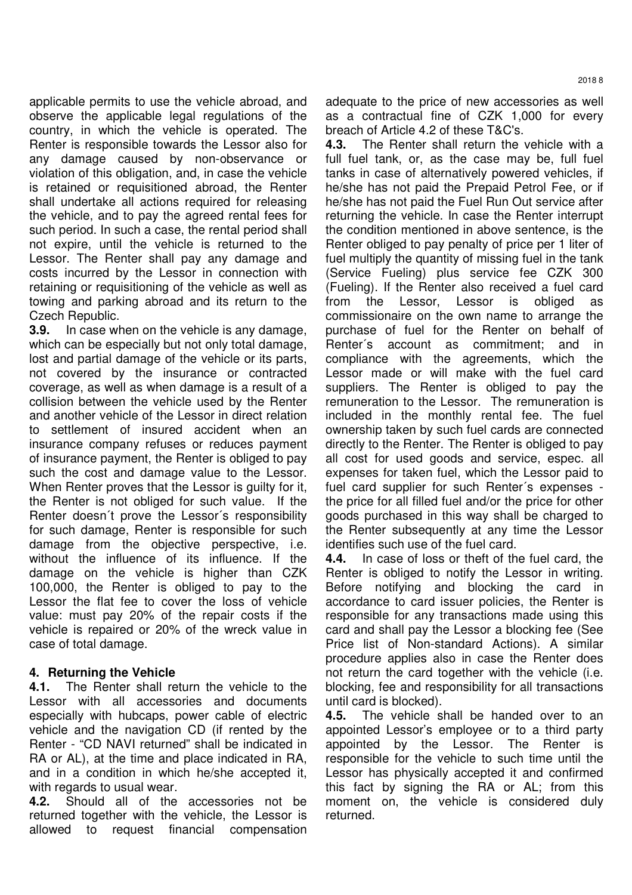applicable permits to use the vehicle abroad, and observe the applicable legal regulations of the country, in which the vehicle is operated. The Renter is responsible towards the Lessor also for any damage caused by non-observance or violation of this obligation, and, in case the vehicle is retained or requisitioned abroad, the Renter shall undertake all actions required for releasing the vehicle, and to pay the agreed rental fees for such period. In such a case, the rental period shall not expire, until the vehicle is returned to the Lessor. The Renter shall pay any damage and costs incurred by the Lessor in connection with retaining or requisitioning of the vehicle as well as towing and parking abroad and its return to the Czech Republic.

**3.9.** In case when on the vehicle is any damage, which can be especially but not only total damage, lost and partial damage of the vehicle or its parts, not covered by the insurance or contracted coverage, as well as when damage is a result of a collision between the vehicle used by the Renter and another vehicle of the Lessor in direct relation to settlement of insured accident when an insurance company refuses or reduces payment of insurance payment, the Renter is obliged to pay such the cost and damage value to the Lessor. When Renter proves that the Lessor is guilty for it, the Renter is not obliged for such value. If the Renter doesn´t prove the Lessor´s responsibility for such damage, Renter is responsible for such damage from the objective perspective, i.e. without the influence of its influence. If the damage on the vehicle is higher than CZK 100,000, the Renter is obliged to pay to the Lessor the flat fee to cover the loss of vehicle value: must pay 20% of the repair costs if the vehicle is repaired or 20% of the wreck value in case of total damage.

## 4. Returning the Vehicle

**4.1.** The Renter shall return the vehicle to the Lessor with all accessories and documents especially with hubcaps, power cable of electric vehicle and the navigation CD (if rented by the Renter - "CD NAVI returned" shall be indicated in RA or AL), at the time and place indicated in RA, and in a condition in which he/she accepted it, with regards to usual wear.

**4.2.** Should all of the accessories not be returned together with the vehicle, the Lessor is allowed to request financial compensation adequate to the price of new accessories as well as a contractual fine of CZK 1,000 for every breach of Article 4.2 of these T&C's.

**4.3.** The Renter shall return the vehicle with a full fuel tank, or, as the case may be, full fuel tanks in case of alternatively powered vehicles, if he/she has not paid the Prepaid Petrol Fee, or if he/she has not paid the Fuel Run Out service after returning the vehicle. In case the Renter interrupt the condition mentioned in above sentence, is the Renter obliged to pay penalty of price per 1 liter of fuel multiply the quantity of missing fuel in the tank (Service Fueling) plus service fee CZK 300 (Fueling). If the Renter also received a fuel card from the Lessor, Lessor is obliged as commissionaire on the own name to arrange the purchase of fuel for the Renter on behalf of Renter´s account as commitment; and in compliance with the agreements, which the Lessor made or will make with the fuel card suppliers. The Renter is obliged to pay the remuneration to the Lessor. The remuneration is included in the monthly rental fee. The fuel ownership taken by such fuel cards are connected directly to the Renter. The Renter is obliged to pay all cost for used goods and service, espec. all expenses for taken fuel, which the Lessor paid to fuel card supplier for such Renter´s expenses - the price for all filled fuel and/or the price for other goods purchased in this way shall be charged to the Renter subsequently at any time the Lessor identifies such use of the fuel card.

**4.4.** In case of loss or theft of the fuel card, the Renter is obliged to notify the Lessor in writing. Before notifying and blocking the card in accordance to card issuer policies, the Renter is responsible for any transactions made using this card and shall pay the Lessor a blocking fee (See Price list of Non-standard Actions). A similar procedure applies also in case the Renter does not return the card together with the vehicle (i.e. blocking, fee and responsibility for all transactions until card is blocked).

**4.5.** The vehicle shall be handed over to an appointed Lessor's employee or to a third party appointed by the Lessor. The Renter is responsible for the vehicle to such time until the Lessor has physically accepted it and confirmed this fact by signing the RA or AL; from this moment on, the vehicle is considered duly returned.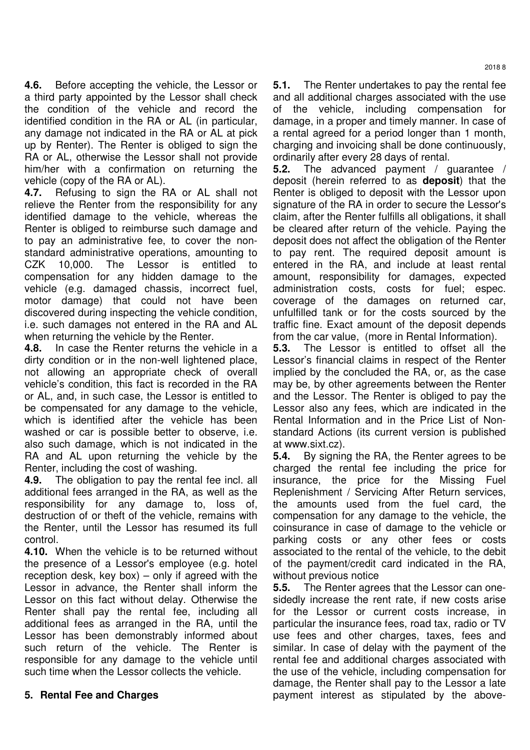**4.6.** Before accepting the vehicle, the Lessor or a third party appointed by the Lessor shall check the condition of the vehicle and record the identified condition in the RA or AL (in particular, any damage not indicated in the RA or AL at pick up by Renter). The Renter is obliged to sign the RA or AL, otherwise the Lessor shall not provide him/her with a confirmation on returning the vehicle (copy of the RA or AL).

**4.7.** Refusing to sign the RA or AL shall not relieve the Renter from the responsibility for any identified damage to the vehicle, whereas the Renter is obliged to reimburse such damage and to pay an administrative fee, to cover the non-standard administrative operations, amounting to CZK 10,000. The Lessor is entitled to compensation for any hidden damage to the vehicle (e.g. damaged chassis, incorrect fuel, motor damage) that could not have been discovered during inspecting the vehicle condition, i.e. such damages not entered in the RA and AL when returning the vehicle by the Renter.

**4.8.** In case the Renter returns the vehicle in a dirty condition or in the non-well lightened place, not allowing an appropriate check of overall vehicle's condition, this fact is recorded in the RA or AL, and, in such case, the Lessor is entitled to be compensated for any damage to the vehicle, which is identified after the vehicle has been washed or car is possible better to observe, i.e. also such damage, which is not indicated in the RA and AL upon returning the vehicle by the Renter, including the cost of washing.

**4.9.** The obligation to pay the rental fee incl. all additional fees arranged in the RA, as well as the responsibility for any damage to, loss of, destruction of or theft of the vehicle, remains with the Renter, until the Lessor has resumed its full control.

**4.10.** When the vehicle is to be returned without the presence of a Lessor's employee (e.g. hotel reception desk, key box) – only if agreed with the Lessor in advance, the Renter shall inform the Lessor on this fact without delay. Otherwise the Renter shall pay the rental fee, including all additional fees as arranged in the RA, until the Lessor has been demonstrably informed about such return of the vehicle. The Renter is responsible for any damage to the vehicle until such time when the Lessor collects the vehicle.

## 5. Rental Fee and Charges

**5.1.** The Renter undertakes to pay the rental fee and all additional charges associated with the use of the vehicle, including compensation for damage, in a proper and timely manner. In case of a rental agreed for a period longer than 1 month, charging and invoicing shall be done continuously, ordinarily after every 28 days of rental.

**5.2.** The advanced payment / guarantee / deposit (herein referred to as **deposit**) that the Renter is obliged to deposit with the Lessor upon signature of the RA in order to secure the Lessor's claim, after the Renter fulfills all obligations, it shall be cleared after return of the vehicle. Paying the deposit does not affect the obligation of the Renter to pay rent. The required deposit amount is entered in the RA, and include at least rental amount, responsibility for damages, expected administration costs, costs for fuel; espec. coverage of the damages on returned car, unfulfilled tank or for the costs sourced by the traffic fine. Exact amount of the deposit depends from the car value, (more in Rental Information).

**5.3.** The Lessor is entitled to offset all the Lessor's financial claims in respect of the Renter implied by the concluded the RA, or, as the case may be, by other agreements between the Renter and the Lessor. The Renter is obliged to pay the Lessor also any fees, which are indicated in the Rental Information and in the Price List of Non-standard Actions (its current version is published at www.sixt.cz).

**5.4.** By signing the RA, the Renter agrees to be charged the rental fee including the price for insurance, the price for the Missing Fuel Replenishment / Servicing After Return services, the amounts used from the fuel card, the compensation for any damage to the vehicle, the coinsurance in case of damage to the vehicle or parking costs or any other fees or costs associated to the rental of the vehicle, to the debit of the payment/credit card indicated in the RA, without previous notice

**5.5.** The Renter agrees that the Lessor can one-sidedly increase the rent rate, if new costs arise for the Lessor or current costs increase, in particular the insurance fees, road tax, radio or TV use fees and other charges, taxes, fees and similar. In case of delay with the payment of the rental fee and additional charges associated with the use of the vehicle, including compensation for damage, the Renter shall pay to the Lessor a late payment interest as stipulated by the above-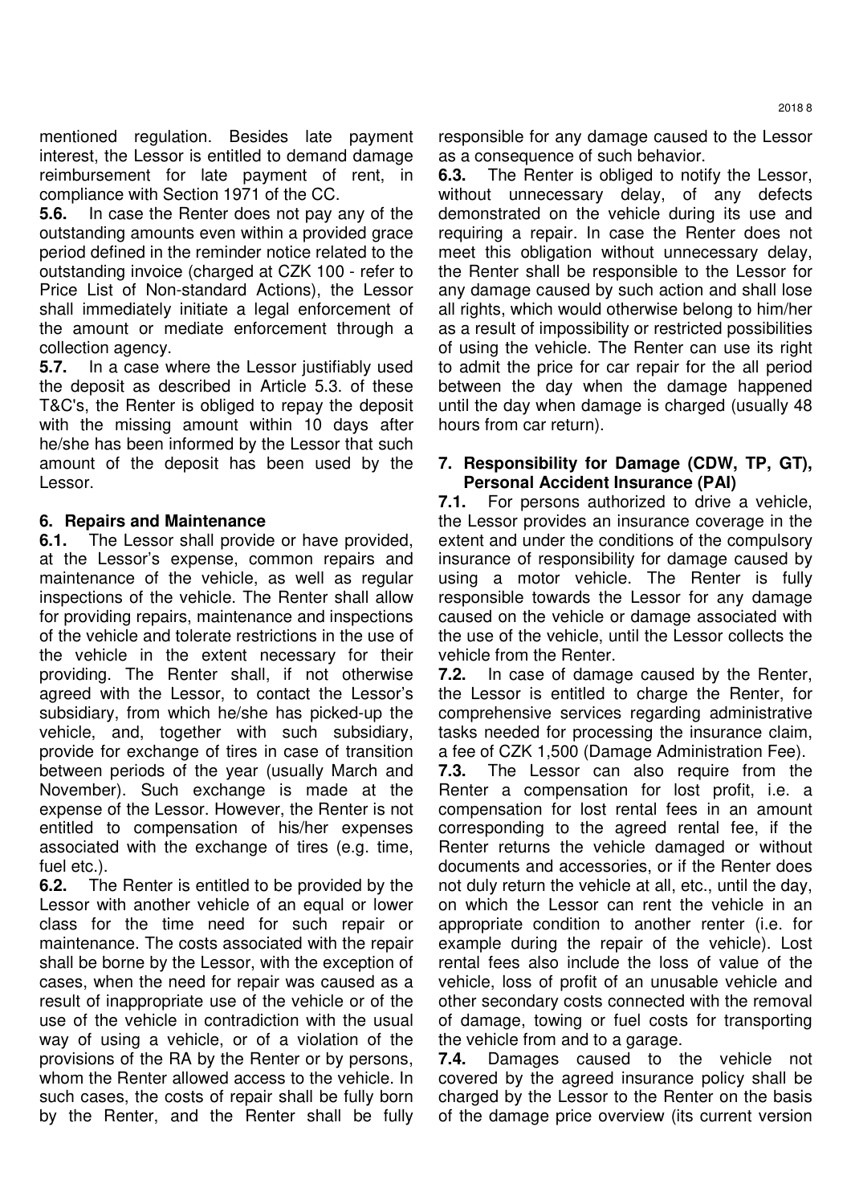mentioned regulation. Besides late payment interest, the Lessor is entitled to demand damage reimbursement for late payment of rent, in compliance with Section 1971 of the CC.

**5.6.** In case the Renter does not pay any of the outstanding amounts even within a provided grace period defined in the reminder notice related to the outstanding invoice (charged at CZK 100 - refer to Price List of Non-standard Actions), the Lessor shall immediately initiate a legal enforcement of the amount or mediate enforcement through a collection agency.

**5.7.** In a case where the Lessor justifiably used the deposit as described in Article 5.3. of these T&C's, the Renter is obliged to repay the deposit with the missing amount within 10 days after he/she has been informed by the Lessor that such amount of the deposit has been used by the Lessor.

## 6. Repairs and Maintenance

**6.1.** The Lessor shall provide or have provided, at the Lessor's expense, common repairs and maintenance of the vehicle, as well as regular inspections of the vehicle. The Renter shall allow for providing repairs, maintenance and inspections of the vehicle and tolerate restrictions in the use of the vehicle in the extent necessary for their providing. The Renter shall, if not otherwise agreed with the Lessor, to contact the Lessor's subsidiary, from which he/she has picked-up the vehicle, and, together with such subsidiary, provide for exchange of tires in case of transition between periods of the year (usually March and November). Such exchange is made at the expense of the Lessor. However, the Renter is not entitled to compensation of his/her expenses associated with the exchange of tires (e.g. time, fuel etc.).

**6.2.** The Renter is entitled to be provided by the Lessor with another vehicle of an equal or lower class for the time need for such repair or maintenance. The costs associated with the repair shall be borne by the Lessor, with the exception of cases, when the need for repair was caused as a result of inappropriate use of the vehicle or of the use of the vehicle in contradiction with the usual way of using a vehicle, or of a violation of the provisions of the RA by the Renter or by persons, whom the Renter allowed access to the vehicle. In such cases, the costs of repair shall be fully born by the Renter, and the Renter shall be fully responsible for any damage caused to the Lessor as a consequence of such behavior.

**6.3.** The Renter is obliged to notify the Lessor, without unnecessary delay, of any defects demonstrated on the vehicle during its use and requiring a repair. In case the Renter does not meet this obligation without unnecessary delay, the Renter shall be responsible to the Lessor for any damage caused by such action and shall lose all rights, which would otherwise belong to him/her as a result of impossibility or restricted possibilities of using the vehicle. The Renter can use its right to admit the price for car repair for the all period between the day when the damage happened until the day when damage is charged (usually 48 hours from car return).

## 7. Responsibility for Damage (CDW, TP, GT), Personal Accident Insurance (PAI)

**7.1.** For persons authorized to drive a vehicle, the Lessor provides an insurance coverage in the extent and under the conditions of the compulsory insurance of responsibility for damage caused by using a motor vehicle. The Renter is fully responsible towards the Lessor for any damage caused on the vehicle or damage associated with the use of the vehicle, until the Lessor collects the vehicle from the Renter.

**7.2.** In case of damage caused by the Renter, the Lessor is entitled to charge the Renter, for comprehensive services regarding administrative tasks needed for processing the insurance claim, a fee of CZK 1,500 (Damage Administration Fee).

**7.3.** The Lessor can also require from the Renter a compensation for lost profit, i.e. a compensation for lost rental fees in an amount corresponding to the agreed rental fee, if the Renter returns the vehicle damaged or without documents and accessories, or if the Renter does not duly return the vehicle at all, etc., until the day, on which the Lessor can rent the vehicle in an appropriate condition to another renter (i.e. for example during the repair of the vehicle). Lost rental fees also include the loss of value of the vehicle, loss of profit of an unusable vehicle and other secondary costs connected with the removal of damage, towing or fuel costs for transporting the vehicle from and to a garage.

**7.4.** Damages caused to the vehicle not covered by the agreed insurance policy shall be charged by the Lessor to the Renter on the basis of the damage price overview (its current version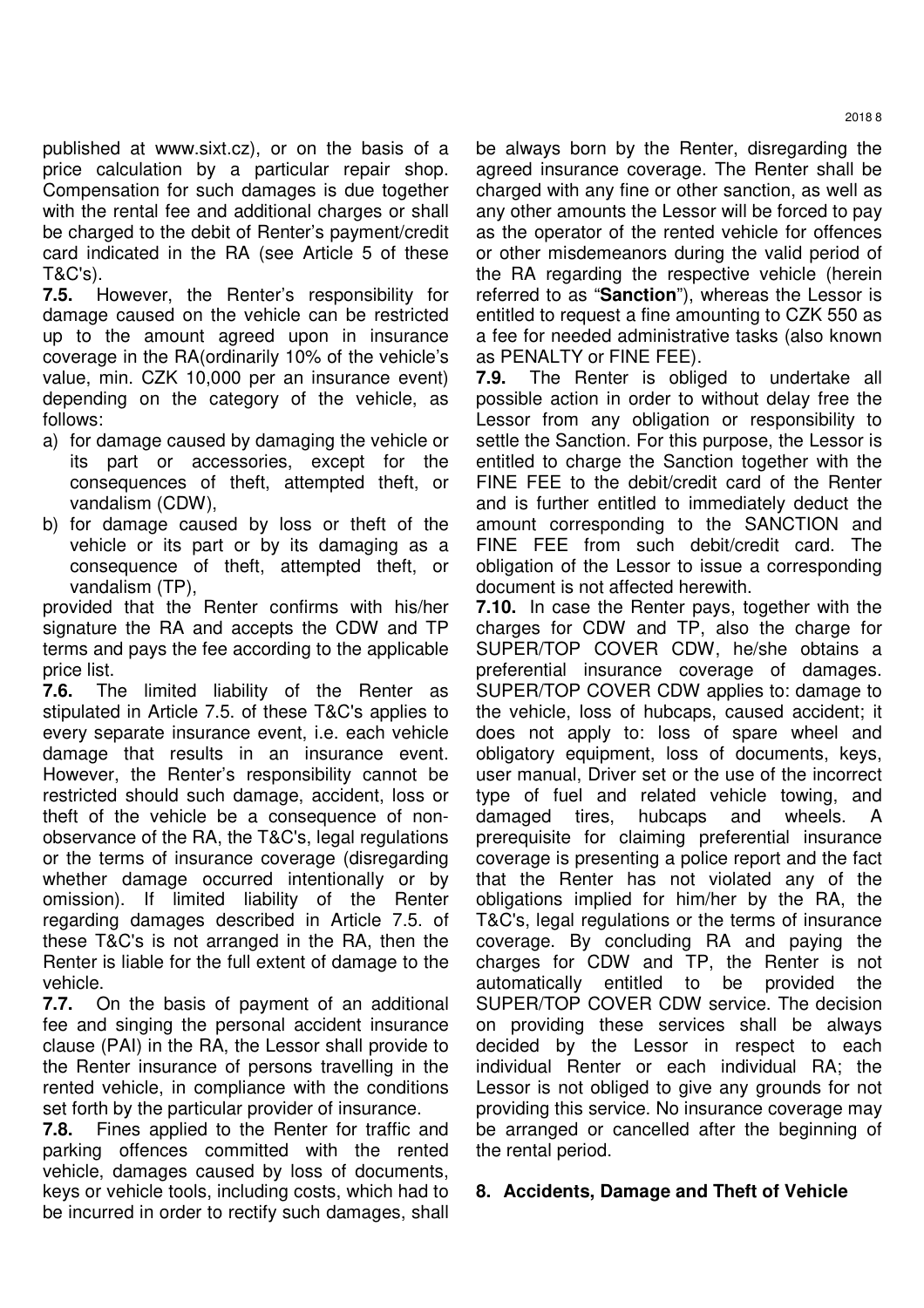published at www.sixt.cz), or on the basis of a price calculation by a particular repair shop. Compensation for such damages is due together with the rental fee and additional charges or shall be charged to the debit of Renter's payment/credit card indicated in the RA (see Article 5 of these T&C's).

**7.5.** However, the Renter's responsibility for damage caused on the vehicle can be restricted up to the amount agreed upon in insurance coverage in the RA(ordinarily 10% of the vehicle's value, min. CZK 10,000 per an insurance event) depending on the category of the vehicle, as follows:

a) for damage caused by damaging the vehicle or its part or accessories, except for the consequences of theft, attempted theft, or vandalism (CDW),
b) for damage caused by loss or theft of the vehicle or its part or by its damaging as a consequence of theft, attempted theft, or vandalism (TP),

provided that the Renter confirms with his/her signature the RA and accepts the CDW and TP terms and pays the fee according to the applicable price list.

**7.6.** The limited liability of the Renter as stipulated in Article 7.5. of these T&C's applies to every separate insurance event, i.e. each vehicle damage that results in an insurance event. However, the Renter's responsibility cannot be restricted should such damage, accident, loss or theft of the vehicle be a consequence of non-observance of the RA, the T&C's, legal regulations or the terms of insurance coverage (disregarding whether damage occurred intentionally or by omission). If limited liability of the Renter regarding damages described in Article 7.5. of these T&C's is not arranged in the RA, then the Renter is liable for the full extent of damage to the vehicle.

**7.7.** On the basis of payment of an additional fee and singing the personal accident insurance clause (PAI) in the RA, the Lessor shall provide to the Renter insurance of persons travelling in the rented vehicle, in compliance with the conditions set forth by the particular provider of insurance.

**7.8.** Fines applied to the Renter for traffic and parking offences committed with the rented vehicle, damages caused by loss of documents, keys or vehicle tools, including costs, which had to be incurred in order to rectify such damages, shall be always born by the Renter, disregarding the agreed insurance coverage. The Renter shall be charged with any fine or other sanction, as well as any other amounts the Lessor will be forced to pay as the operator of the rented vehicle for offences or other misdemeanors during the valid period of the RA regarding the respective vehicle (herein referred to as "**Sanction**"), whereas the Lessor is entitled to request a fine amounting to CZK 550 as a fee for needed administrative tasks (also known as PENALTY or FINE FEE).

**7.9.** The Renter is obliged to undertake all possible action in order to without delay free the Lessor from any obligation or responsibility to settle the Sanction. For this purpose, the Lessor is entitled to charge the Sanction together with the FINE FEE to the debit/credit card of the Renter and is further entitled to immediately deduct the amount corresponding to the SANCTION and FINE FEE from such debit/credit card. The obligation of the Lessor to issue a corresponding document is not affected herewith.

**7.10.** In case the Renter pays, together with the charges for CDW and TP, also the charge for SUPER/TOP COVER CDW, he/she obtains a preferential insurance coverage of damages. SUPER/TOP COVER CDW applies to: damage to the vehicle, loss of hubcaps, caused accident; it does not apply to: loss of spare wheel and obligatory equipment, loss of documents, keys, user manual, Driver set or the use of the incorrect type of fuel and related vehicle towing, and damaged tires, hubcaps and wheels. A prerequisite for claiming preferential insurance coverage is presenting a police report and the fact that the Renter has not violated any of the obligations implied for him/her by the RA, the T&C's, legal regulations or the terms of insurance coverage. By concluding RA and paying the charges for CDW and TP, the Renter is not automatically entitled to be provided the SUPER/TOP COVER CDW service. The decision on providing these services shall be always decided by the Lessor in respect to each individual Renter or each individual RA; the Lessor is not obliged to give any grounds for not providing this service. No insurance coverage may be arranged or cancelled after the beginning of the rental period.

## 8. Accidents, Damage and Theft of Vehicle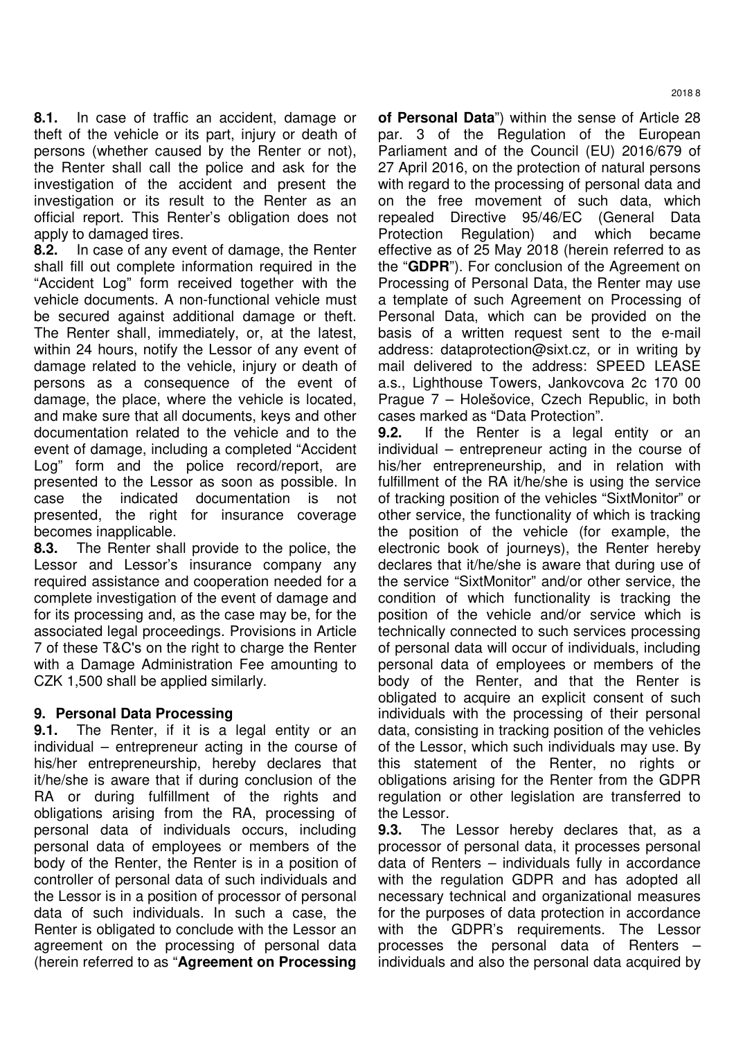**8.1.** In case of traffic an accident, damage or theft of the vehicle or its part, injury or death of persons (whether caused by the Renter or not), the Renter shall call the police and ask for the investigation of the accident and present the investigation or its result to the Renter as an official report. This Renter's obligation does not apply to damaged tires.

**8.2.** In case of any event of damage, the Renter shall fill out complete information required in the "Accident Log" form received together with the vehicle documents. A non-functional vehicle must be secured against additional damage or theft. The Renter shall, immediately, or, at the latest, within 24 hours, notify the Lessor of any event of damage related to the vehicle, injury or death of persons as a consequence of the event of damage, the place, where the vehicle is located, and make sure that all documents, keys and other documentation related to the vehicle and to the event of damage, including a completed "Accident Log" form and the police record/report, are presented to the Lessor as soon as possible. In case the indicated documentation is not presented, the right for insurance coverage becomes inapplicable.

**8.3.** The Renter shall provide to the police, the Lessor and Lessor's insurance company any required assistance and cooperation needed for a complete investigation of the event of damage and for its processing and, as the case may be, for the associated legal proceedings. Provisions in Article 7 of these T&C's on the right to charge the Renter with a Damage Administration Fee amounting to CZK 1,500 shall be applied similarly.

## 9. Personal Data Processing

**9.1.** The Renter, if it is a legal entity or an individual – entrepreneur acting in the course of his/her entrepreneurship, hereby declares that it/he/she is aware that if during conclusion of the RA or during fulfillment of the rights and obligations arising from the RA, processing of personal data of individuals occurs, including personal data of employees or members of the body of the Renter, the Renter is in a position of controller of personal data of such individuals and the Lessor is in a position of processor of personal data of such individuals. In such a case, the Renter is obligated to conclude with the Lessor an agreement on the processing of personal data (herein referred to as "**Agreement on Processing of Personal Data**") within the sense of Article 28 par. 3 of the Regulation of the European Parliament and of the Council (EU) 2016/679 of 27 April 2016, on the protection of natural persons with regard to the processing of personal data and on the free movement of such data, which repealed Directive 95/46/EC (General Data Protection Regulation) and which became effective as of 25 May 2018 (herein referred to as the "**GDPR**"). For conclusion of the Agreement on Processing of Personal Data, the Renter may use a template of such Agreement on Processing of Personal Data, which can be provided on the basis of a written request sent to the e-mail address: dataprotection@sixt.cz, or in writing by mail delivered to the address: SPEED LEASE a.s., Lighthouse Towers, Jankovcova 2c 170 00 Prague 7 – Holešovice, Czech Republic, in both cases marked as "Data Protection".

**9.2.** If the Renter is a legal entity or an individual – entrepreneur acting in the course of his/her entrepreneurship, and in relation with fulfillment of the RA it/he/she is using the service of tracking position of the vehicles "SixtMonitor" or other service, the functionality of which is tracking the position of the vehicle (for example, the electronic book of journeys), the Renter hereby declares that it/he/she is aware that during use of the service "SixtMonitor" and/or other service, the condition of which functionality is tracking the position of the vehicle and/or service which is technically connected to such services processing of personal data will occur of individuals, including personal data of employees or members of the body of the Renter, and that the Renter is obligated to acquire an explicit consent of such individuals with the processing of their personal data, consisting in tracking position of the vehicles of the Lessor, which such individuals may use. By this statement of the Renter, no rights or obligations arising for the Renter from the GDPR regulation or other legislation are transferred to the Lessor.

**9.3.** The Lessor hereby declares that, as a processor of personal data, it processes personal data of Renters – individuals fully in accordance with the regulation GDPR and has adopted all necessary technical and organizational measures for the purposes of data protection in accordance with the GDPR's requirements. The Lessor processes the personal data of Renters – individuals and also the personal data acquired by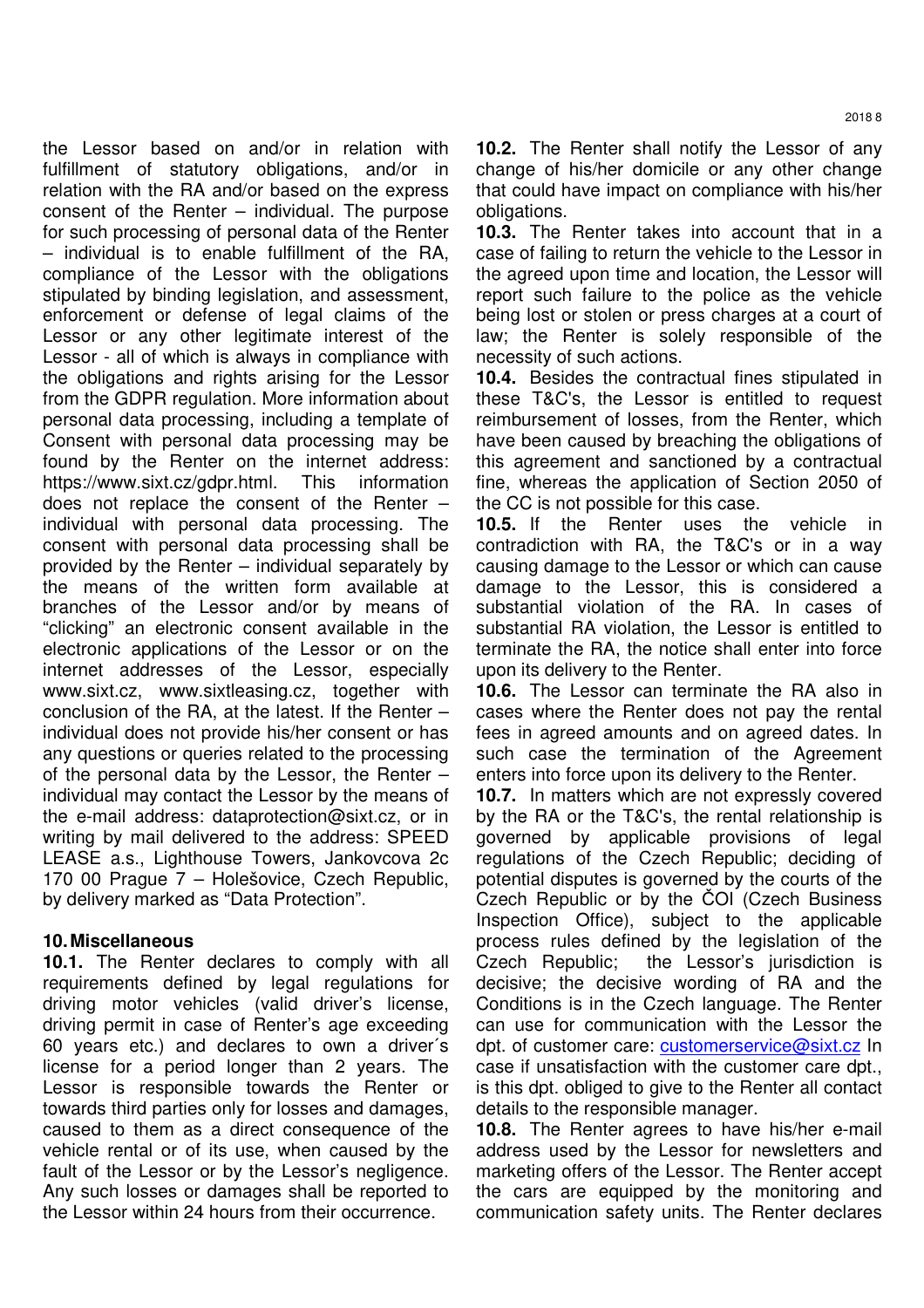the Lessor based on and/or in relation with fulfillment of statutory obligations, and/or in relation with the RA and/or based on the express consent of the Renter – individual. The purpose for such processing of personal data of the Renter – individual is to enable fulfillment of the RA, compliance of the Lessor with the obligations stipulated by binding legislation, and assessment, enforcement or defense of legal claims of the Lessor or any other legitimate interest of the Lessor - all of which is always in compliance with the obligations and rights arising for the Lessor from the GDPR regulation. More information about personal data processing, including a template of Consent with personal data processing may be found by the Renter on the internet address: https://www.sixt.cz/gdpr.html. This information does not replace the consent of the Renter – individual with personal data processing. The consent with personal data processing shall be provided by the Renter – individual separately by the means of the written form available at branches of the Lessor and/or by means of "clicking" an electronic consent available in the electronic applications of the Lessor or on the internet addresses of the Lessor, especially www.sixt.cz, www.sixtleasing.cz, together with conclusion of the RA, at the latest. If the Renter – individual does not provide his/her consent or has any questions or queries related to the processing of the personal data by the Lessor, the Renter – individual may contact the Lessor by the means of the e-mail address: dataprotection@sixt.cz, or in writing by mail delivered to the address: SPEED LEASE a.s., Lighthouse Towers, Jankovcova 2c 170 00 Prague 7 – Holešovice, Czech Republic, by delivery marked as "Data Protection".

## 10. Miscellaneous

**10.1.** The Renter declares to comply with all requirements defined by legal regulations for driving motor vehicles (valid driver's license, driving permit in case of Renter's age exceeding 60 years etc.) and declares to own a driver´s license for a period longer than 2 years. The Lessor is responsible towards the Renter or towards third parties only for losses and damages, caused to them as a direct consequence of the vehicle rental or of its use, when caused by the fault of the Lessor or by the Lessor's negligence. Any such losses or damages shall be reported to the Lessor within 24 hours from their occurrence.

**10.2.** The Renter shall notify the Lessor of any change of his/her domicile or any other change that could have impact on compliance with his/her obligations.

**10.3.** The Renter takes into account that in a case of failing to return the vehicle to the Lessor in the agreed upon time and location, the Lessor will report such failure to the police as the vehicle being lost or stolen or press charges at a court of law; the Renter is solely responsible of the necessity of such actions.

**10.4.** Besides the contractual fines stipulated in these T&C's, the Lessor is entitled to request reimbursement of losses, from the Renter, which have been caused by breaching the obligations of this agreement and sanctioned by a contractual fine, whereas the application of Section 2050 of the CC is not possible for this case.

**10.5.** If the Renter uses the vehicle in contradiction with RA, the T&C's or in a way causing damage to the Lessor or which can cause damage to the Lessor, this is considered a substantial violation of the RA. In cases of substantial RA violation, the Lessor is entitled to terminate the RA, the notice shall enter into force upon its delivery to the Renter.

**10.6.** The Lessor can terminate the RA also in cases where the Renter does not pay the rental fees in agreed amounts and on agreed dates. In such case the termination of the Agreement enters into force upon its delivery to the Renter.

**10.7.** In matters which are not expressly covered by the RA or the T&C's, the rental relationship is governed by applicable provisions of legal regulations of the Czech Republic; deciding of potential disputes is governed by the courts of the Czech Republic or by the ČOI (Czech Business Inspection Office), subject to the applicable process rules defined by the legislation of the Czech Republic; the Lessor's jurisdiction is decisive; the decisive wording of RA and the Conditions is in the Czech language. The Renter can use for communication with the Lessor the dpt. of customer care: customerservice@sixt.cz In case if unsatisfaction with the customer care dpt., is this dpt. obliged to give to the Renter all contact details to the responsible manager.

**10.8.** The Renter agrees to have his/her e-mail address used by the Lessor for newsletters and marketing offers of the Lessor. The Renter accept the cars are equipped by the monitoring and communication safety units. The Renter declares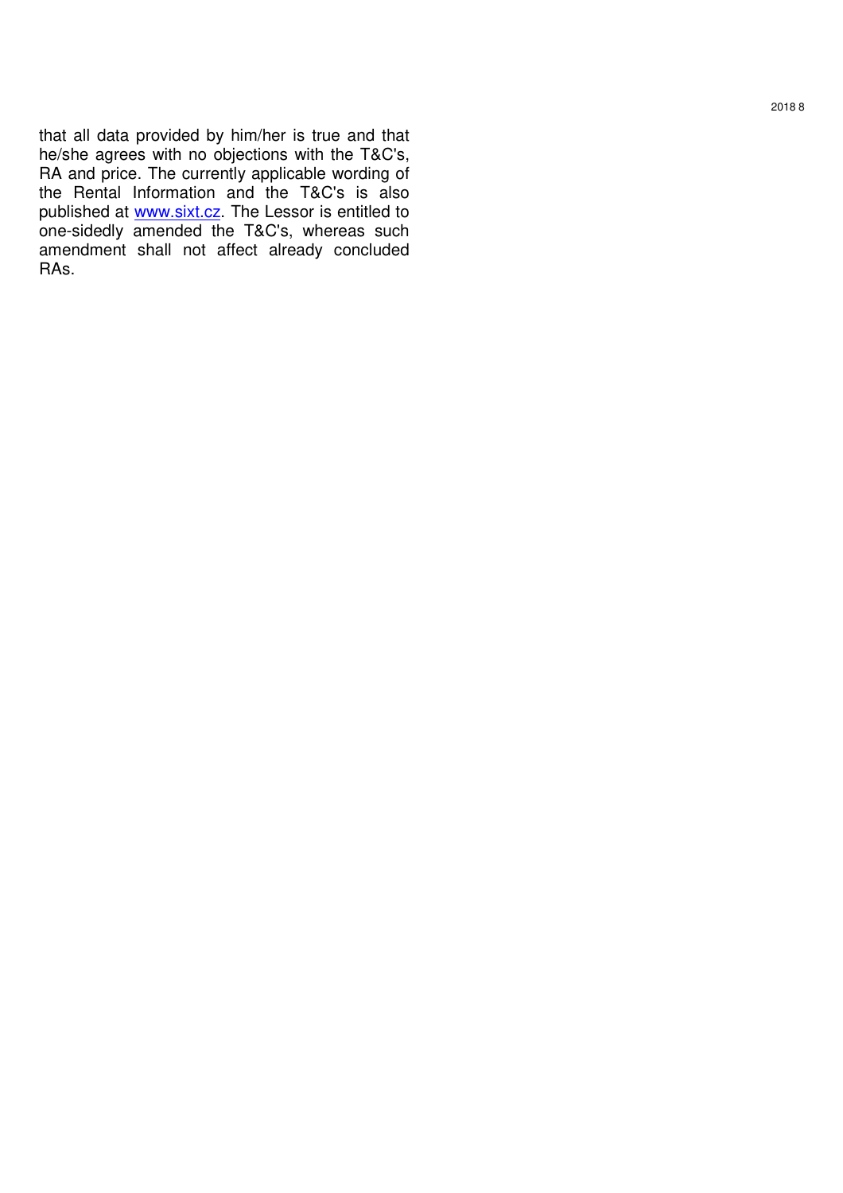that all data provided by him/her is true and that he/she agrees with no objections with the T&C's, RA and price. The currently applicable wording of the Rental Information and the T&C's is also published at [www.sixt.cz](http://www.sixt.cz). The Lessor is entitled to one-sidedly amended the T&C's, whereas such amendment shall not affect already concluded RAs.